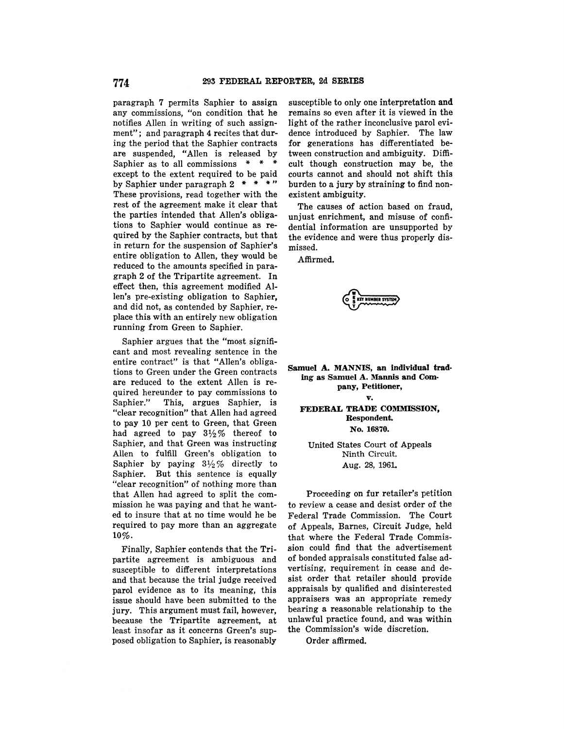paragraph 7 permits Saphier to assign any commissions, "on condition that he notifies Allen in writing of such assignment"; and paragraph 4 recites that during the period that the Saphier contracts are suspended, "Allen is released by Saphier as to all commissions * * * except to the extent required to be paid by Saphier under paragraph 2 * * *" These provisions, read together with the rest of the agreement make it clear that the parties intended that Allen's obligations to Saphier would continue as required by the Saphier contracts, but that in return for the suspension of Saphier's entire obligation to Allen, they would be reduced to the amounts specified in paragraph 2 of the Tripartite agreement. In effect then, this agreement modified Allen's pre-existing obligation to Saphier, and did not, as contended by Saphier, replace this with an entirely new obligation running from Green to Saphier.

Saphier argues that the "most significant and most revealing sentence in the entire contract" is that "Allen's obligations to Green under the Green contracts are reduced to the extent Allen is required hereunder to pay commissions to Saphier." This, argues Saphier, is "clear recognition" that Allen had agreed to pay 10 per cent to Green, that Green had agreed to pay 3½% thereof to Saphier, and that Green was instructing Allen to fulfill Green's obligation to Saphier by paying 3½% directly to Saphier. But this sentence is equally "clear recognition" of nothing more than that Allen had agreed to split the commission he was paying and that he wanted to insure that at no time would he be required to pay more than an aggregate 10%.

Finally, Saphier contends that the Tripartite agreement is ambiguous and susceptible to different interpretations and that because the trial judge received parol evidence as to its meaning, this issue should have been submitted to the jury. This argument must fail, however, because the Tripartite agreement, at least insofar as it concerns Green's supposed obligation to Saphier, is reasonably susceptible to only one interpretation and remains so even after it is viewed in the light of the rather inconclusive parol evidence introduced by Saphier. The law for generations has differentiated between construction and ambiguity. Difficult though construction may be, the courts cannot and should not shift this burden to a jury by straining to find nonexistent ambiguity.

The causes of action based on fraud, unjust enrichment, and misuse of confidential information are unsupported by the evidence and were thus properly dismissed.

Affirmed.

**Samuel A. MANNIS, an individual trading as Samuel A. Mannis and Company, Petitioner,**

**v.**

**FEDERAL TRADE COMMISSION, Respondent.**

**No. 16870.**

United States Court of Appeals Ninth Circuit.

Aug. 28, 1961.

Proceeding on fur retailer's petition to review a cease and desist order of the Federal Trade Commission. The Court of Appeals, Barnes, Circuit Judge, held that where the Federal Trade Commission could find that the advertisement of bonded appraisals constituted false advertising, requirement in cease and desist order that retailer should provide appraisals by qualified and disinterested appraisers was an appropriate remedy bearing a reasonable relationship to the unlawful practice found, and was within the Commission's wide discretion.

Order affirmed.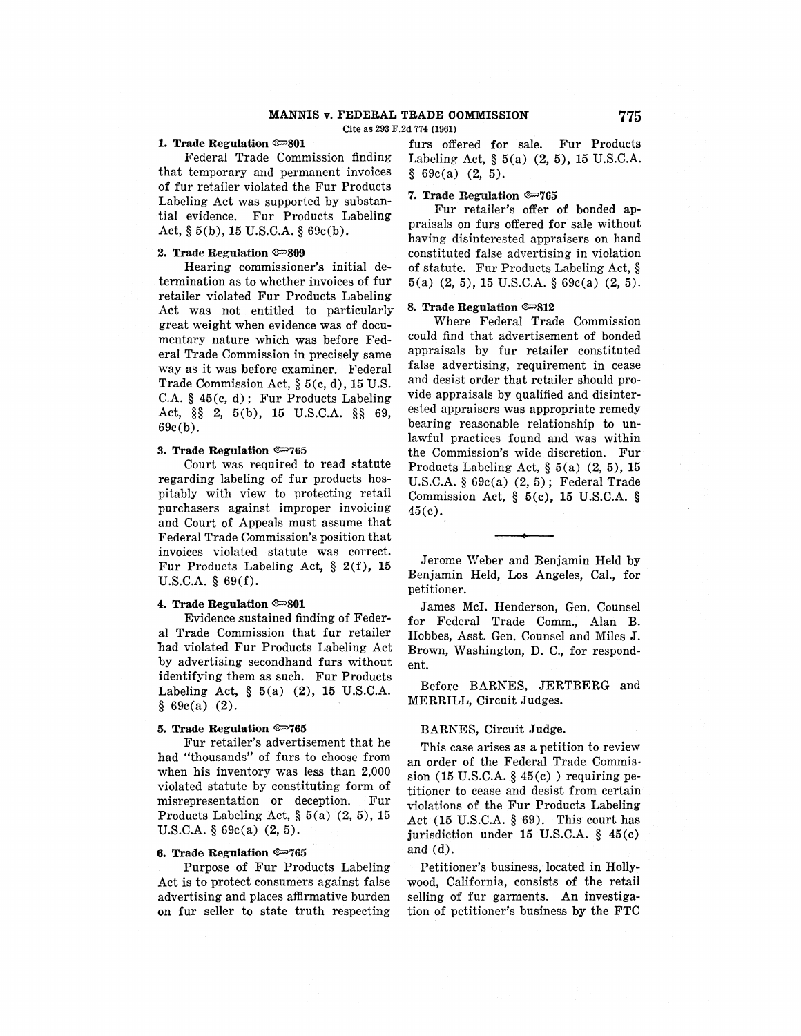**1. Trade Regulation ⇐801**

Federal Trade Commission finding that temporary and permanent invoices of fur retailer violated the Fur Products Labeling Act was supported by substantial evidence. Fur Products Labeling Act, § 5(b), 15 U.S.C.A. § 69c(b).

**2. Trade Regulation ⇐809**

Hearing commissioner's initial determination as to whether invoices of fur retailer violated Fur Products Labeling Act was not entitled to particularly great weight when evidence was of documentary nature which was before Federal Trade Commission in precisely same way as it was before examiner. Federal Trade Commission Act, § 5(c, d), 15 U.S.C.A. § 45(c, d); Fur Products Labeling Act, §§ 2, 5(b), 15 U.S.C.A. §§ 69, 69c(b).

**3. Trade Regulation ⇐765**

Court was required to read statute regarding labeling of fur products hospitably with view to protecting retail purchasers against improper invoicing and Court of Appeals must assume that Federal Trade Commission's position that invoices violated statute was correct. Fur Products Labeling Act, § 2(f), 15 U.S.C.A. § 69(f).

**4. Trade Regulation ⇐801**

Evidence sustained finding of Federal Trade Commission that fur retailer had violated Fur Products Labeling Act by advertising secondhand furs without identifying them as such. Fur Products Labeling Act, § 5(a) (2), 15 U.S.C.A. § 69c(a) (2).

**5. Trade Regulation ⇐765**

Fur retailer's advertisement that he had "thousands" of furs to choose from when his inventory was less than 2,000 violated statute by constituting form of misrepresentation or deception. Fur Products Labeling Act, § 5(a) (2, 5), 15 U.S.C.A. § 69c(a) (2, 5).

**6. Trade Regulation ⇐765**

Purpose of Fur Products Labeling Act is to protect consumers against false advertising and places affirmative burden on fur seller to state truth respecting furs offered for sale. Fur Products Labeling Act, § 5(a) (2, 5), 15 U.S.C.A. § 69c(a) (2, 5).

**7. Trade Regulation ⇐765**

Fur retailer's offer of bonded appraisals on furs offered for sale without having disinterested appraisers on hand constituted false advertising in violation of statute. Fur Products Labeling Act, § 5(a) (2, 5), 15 U.S.C.A. § 69c(a) (2, 5).

**8. Trade Regulation ⇐812**

Where Federal Trade Commission could find that advertisement of bonded appraisals by fur retailer constituted false advertising, requirement in cease and desist order that retailer should provide appraisals by qualified and disinterested appraisers was appropriate remedy bearing reasonable relationship to unlawful practices found and was within the Commission's wide discretion. Fur Products Labeling Act, § 5(a) (2, 5), 15 U.S.C.A. § 69c(a) (2, 5); Federal Trade Commission Act, § 5(c), 15 U.S.C.A. § 45(c).

---

Jerome Weber and Benjamin Held by Benjamin Held, Los Angeles, Cal., for petitioner.

James McI. Henderson, Gen. Counsel for Federal Trade Comm., Alan B. Hobbes, Asst. Gen. Counsel and Miles J. Brown, Washington, D. C., for respondent.

Before BARNES, JERTBERG and MERRILL, Circuit Judges.

BARNES, Circuit Judge.

This case arises as a petition to review an order of the Federal Trade Commission (15 U.S.C.A. § 45(c) ) requiring petitioner to cease and desist from certain violations of the Fur Products Labeling Act (15 U.S.C.A. § 69). This court has jurisdiction under 15 U.S.C.A. § 45(c) and (d).

Petitioner's business, located in Hollywood, California, consists of the retail selling of fur garments. An investigation of petitioner's business by the FTC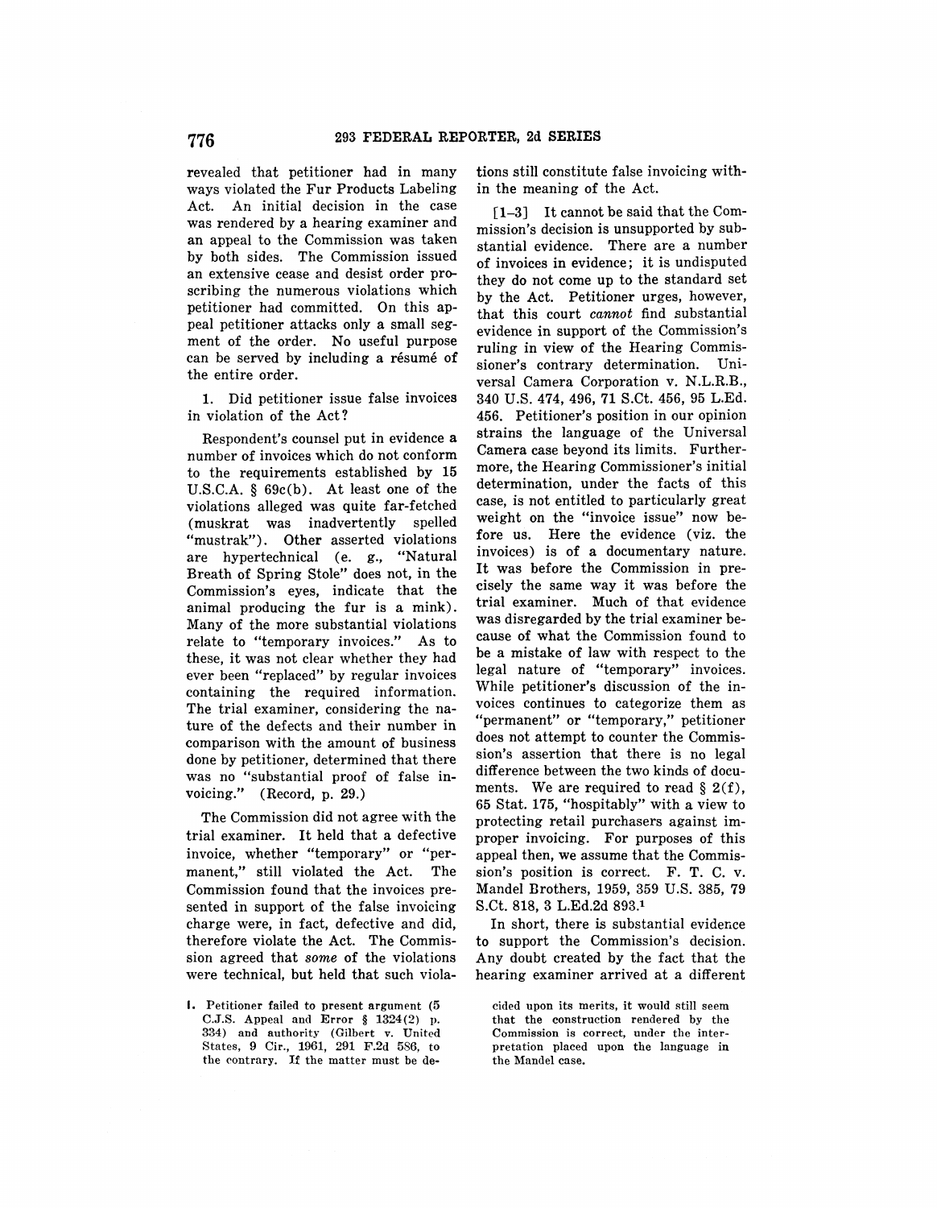revealed that petitioner had in many ways violated the Fur Products Labeling Act. An initial decision in the case was rendered by a hearing examiner and an appeal to the Commission was taken by both sides. The Commission issued an extensive cease and desist order proscribing the numerous violations which petitioner had committed. On this appeal petitioner attacks only a small segment of the order. No useful purpose can be served by including a résumé of the entire order.

1. Did petitioner issue false invoices in violation of the Act?

Respondent's counsel put in evidence a number of invoices which do not conform to the requirements established by 15 U.S.C.A. § 69c(b). At least one of the violations alleged was quite far-fetched (muskrat was inadvertently spelled "mustrak"). Other asserted violations are hypertechnical (e. g., "Natural Breath of Spring Stole" does not, in the Commission's eyes, indicate that the animal producing the fur is a mink). Many of the more substantial violations relate to "temporary invoices." As to these, it was not clear whether they had ever been "replaced" by regular invoices containing the required information. The trial examiner, considering the nature of the defects and their number in comparison with the amount of business done by petitioner, determined that there was no "substantial proof of false invoicing." (Record, p. 29.)

The Commission did not agree with the trial examiner. It held that a defective invoice, whether "temporary" or "permanent," still violated the Act. The Commission found that the invoices presented in support of the false invoicing charge were, in fact, defective and did, therefore violate the Act. The Commission agreed that *some* of the violations were technical, but held that such violations still constitute false invoicing within the meaning of the Act.

[1-3] It cannot be said that the Commission's decision is unsupported by substantial evidence. There are a number of invoices in evidence; it is undisputed they do not come up to the standard set by the Act. Petitioner urges, however, that this court *cannot* find substantial evidence in support of the Commission's ruling in view of the Hearing Commissioner's contrary determination. Universal Camera Corporation v. N.L.R.B., 340 U.S. 474, 496, 71 S.Ct. 456, 95 L.Ed. 456. Petitioner's position in our opinion strains the language of the Universal Camera case beyond its limits. Furthermore, the Hearing Commissioner's initial determination, under the facts of this case, is not entitled to particularly great weight on the "invoice issue" now before us. Here the evidence (viz. the invoices) is of a documentary nature. It was before the Commission in precisely the same way it was before the trial examiner. Much of that evidence was disregarded by the trial examiner because of what the Commission found to be a mistake of law with respect to the legal nature of "temporary" invoices. While petitioner's discussion of the invoices continues to categorize them as "permanent" or "temporary," petitioner does not attempt to counter the Commission's assertion that there is no legal difference between the two kinds of documents. We are required to read § 2(f), 65 Stat. 175, "hospitably" with a view to protecting retail purchasers against improper invoicing. For purposes of this appeal then, we assume that the Commission's position is correct. F. T. C. v. Mandel Brothers, 1959, 359 U.S. 385, 79 S.Ct. 818, 3 L.Ed.2d 893.[1]

In short, there is substantial evidence to support the Commission's decision. Any doubt created by the fact that the hearing examiner arrived at a different

---

1. Petitioner failed to present argument (5 C.J.S. Appeal and Error § 1324(2) p. 334) and authority (Gilbert v. United States, 9 Cir., 1961, 291 F.2d 586, to the contrary. If the matter must be decided upon its merits, it would still seem that the construction rendered by the Commission is correct, under the interpretation placed upon the language in the Mandel case.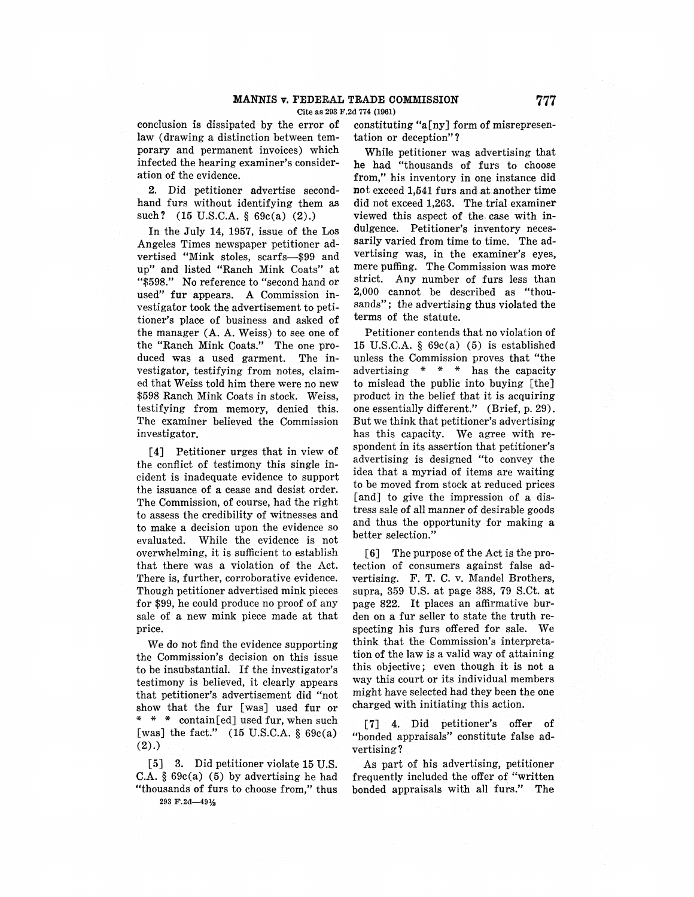conclusion is dissipated by the error of law (drawing a distinction between temporary and permanent invoices) which infected the hearing examiner's consideration of the evidence.

2. Did petitioner advertise second-hand furs without identifying them as such? (15 U.S.C.A. § 69c(a) (2).)

In the July 14, 1957, issue of the Los Angeles Times newspaper petitioner advertised "Mink stoles, scarfs—$99 and up" and listed "Ranch Mink Coats" at "$598." No reference to "second hand or used" fur appears. A Commission investigator took the advertisement to petitioner's place of business and asked of the manager (A. A. Weiss) to see one of the "Ranch Mink Coats." The one produced was a used garment. The investigator, testifying from notes, claimed that Weiss told him there were no new $598 Ranch Mink Coats in stock. Weiss, testifying from memory, denied this. The examiner believed the Commission investigator.

[4] Petitioner urges that in view of the conflict of testimony this single incident is inadequate evidence to support the issuance of a cease and desist order. The Commission, of course, had the right to assess the credibility of witnesses and to make a decision upon the evidence so evaluated. While the evidence is not overwhelming, it is sufficient to establish that there was a violation of the Act. There is, further, corroborative evidence. Though petitioner advertised mink pieces for $99, he could produce no proof of any sale of a new mink piece made at that price.

We do not find the evidence supporting the Commission's decision on this issue to be insubstantial. If the investigator's testimony is believed, it clearly appears that petitioner's advertisement did "not show that the fur [was] used fur or * * * contain[ed] used fur, when such [was] the fact." (15 U.S.C.A. § 69c(a) (2).)

[5] 3. Did petitioner violate 15 U.S.C.A. § 69c(a) (5) by advertising he had "thousands of furs to choose from," thus constituting "a[ny] form of misrepresentation or deception"?

While petitioner was advertising that he had "thousands of furs to choose from," his inventory in one instance did not exceed 1,541 furs and at another time did not exceed 1,263. The trial examiner viewed this aspect of the case with indulgence. Petitioner's inventory necessarily varied from time to time. The advertising was, in the examiner's eyes, mere puffing. The Commission was more strict. Any number of furs less than 2,000 cannot be described as "thousands"; the advertising thus violated the terms of the statute.

Petitioner contends that no violation of 15 U.S.C.A. § 69c(a) (5) is established unless the Commission proves that "the advertising * * * has the capacity to mislead the public into buying [the] product in the belief that it is acquiring one essentially different." (Brief, p. 29). But we think that petitioner's advertising has this capacity. We agree with respondent in its assertion that petitioner's advertising is designed "to convey the idea that a myriad of items are waiting to be moved from stock at reduced prices [and] to give the impression of a distress sale of all manner of desirable goods and thus the opportunity for making a better selection."

[6] The purpose of the Act is the protection of consumers against false advertising. F. T. C. v. Mandel Brothers, supra, 359 U.S. at page 388, 79 S.Ct. at page 822. It places an affirmative burden on a fur seller to state the truth respecting his furs offered for sale. We think that the Commission's interpretation of the law is a valid way of attaining this objective; even though it is not a way this court or its individual members might have selected had they been the one charged with initiating this action.

[7] 4. Did petitioner's offer of "bonded appraisals" constitute false advertising?

As part of his advertising, petitioner frequently included the offer of "written bonded appraisals with all furs." The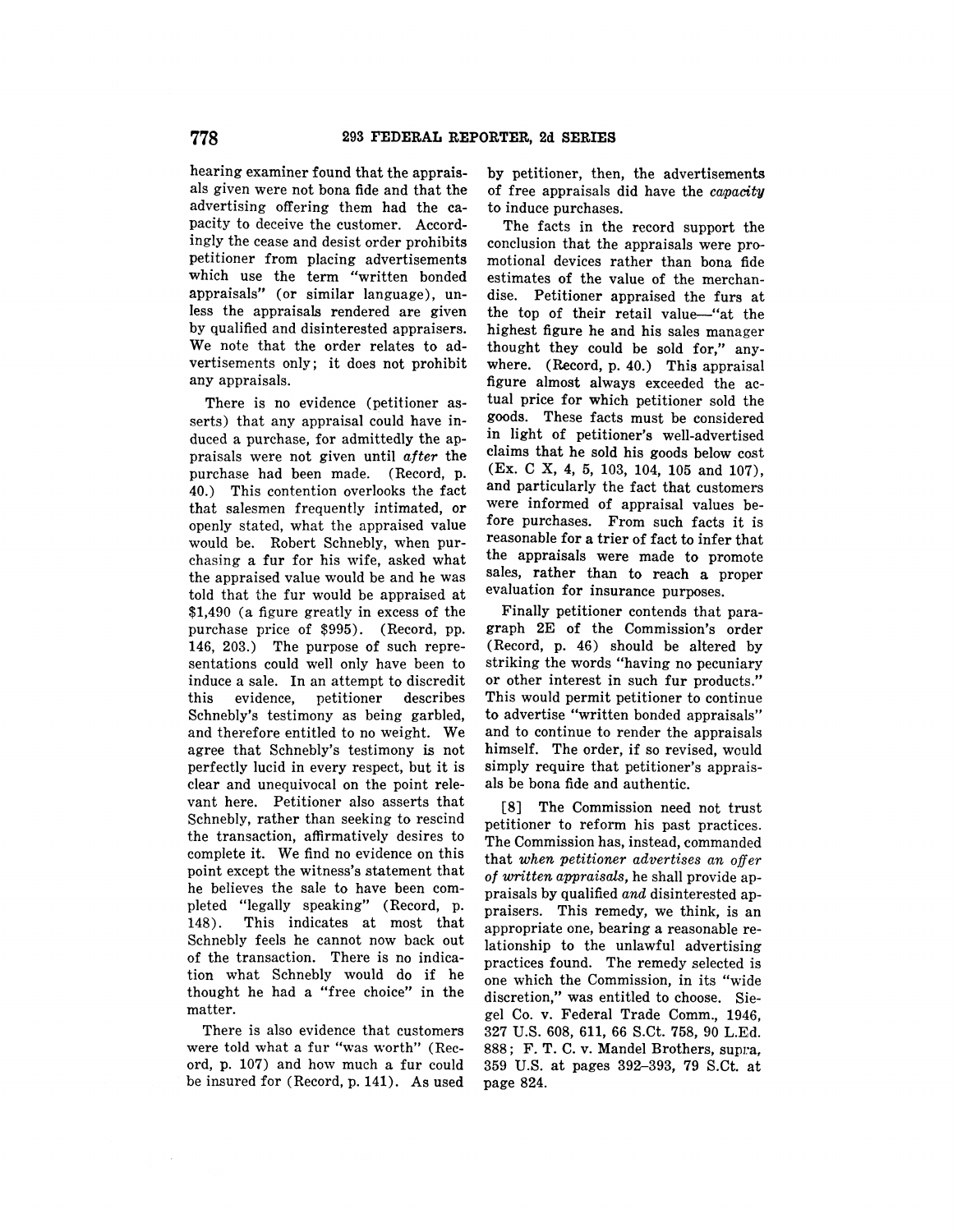hearing examiner found that the appraisals given were not bona fide and that the advertising offering them had the capacity to deceive the customer. Accordingly the cease and desist order prohibits petitioner from placing advertisements which use the term "written bonded appraisals" (or similar language), unless the appraisals rendered are given by qualified and disinterested appraisers. We note that the order relates to advertisements only; it does not prohibit any appraisals.

There is no evidence (petitioner asserts) that any appraisal could have induced a purchase, for admittedly the appraisals were not given until *after* the purchase had been made. (Record, p. 40.) This contention overlooks the fact that salesmen frequently intimated, or openly stated, what the appraised value would be. Robert Schnebly, when purchasing a fur for his wife, asked what the appraised value would be and he was told that the fur would be appraised at $1,490 (a figure greatly in excess of the purchase price of $995). (Record, pp. 146, 203.) The purpose of such representations could well only have been to induce a sale. In an attempt to discredit this evidence, petitioner describes Schnebly's testimony as being garbled, and therefore entitled to no weight. We agree that Schnebly's testimony is not perfectly lucid in every respect, but it is clear and unequivocal on the point relevant here. Petitioner also asserts that Schnebly, rather than seeking to rescind the transaction, affirmatively desires to complete it. We find no evidence on this point except the witness's statement that he believes the sale to have been completed "legally speaking" (Record, p. 148). This indicates at most that Schnebly feels he cannot now back out of the transaction. There is no indication what Schnebly would do if he thought he had a "free choice" in the matter.

There is also evidence that customers were told what a fur "was worth" (Record, p. 107) and how much a fur could be insured for (Record, p. 141). As used by petitioner, then, the advertisements of free appraisals did have the *capacity* to induce purchases.

The facts in the record support the conclusion that the appraisals were promotional devices rather than bona fide estimates of the value of the merchandise. Petitioner appraised the furs at the top of their retail value—"at the highest figure he and his sales manager thought they could be sold for," anywhere. (Record, p. 40.) This appraisal figure almost always exceeded the actual price for which petitioner sold the goods. These facts must be considered in light of petitioner's well-advertised claims that he sold his goods below cost (Ex. C X, 4, 5, 103, 104, 105 and 107), and particularly the fact that customers were informed of appraisal values before purchases. From such facts it is reasonable for a trier of fact to infer that the appraisals were made to promote sales, rather than to reach a proper evaluation for insurance purposes.

Finally petitioner contends that paragraph 2E of the Commission's order (Record, p. 46) should be altered by striking the words "having no pecuniary or other interest in such fur products." This would permit petitioner to continue to advertise "written bonded appraisals" and to continue to render the appraisals himself. The order, if so revised, would simply require that petitioner's appraisals be bona fide and authentic.

[8] The Commission need not trust petitioner to reform his past practices. The Commission has, instead, commanded that *when petitioner advertises an offer of written appraisals*, he shall provide appraisals by qualified *and* disinterested appraisers. This remedy, we think, is an appropriate one, bearing a reasonable relationship to the unlawful advertising practices found. The remedy selected is one which the Commission, in its "wide discretion," was entitled to choose. Siegel Co. v. Federal Trade Comm., 1946, 327 U.S. 608, 611, 66 S.Ct. 758, 90 L.Ed. 888; F. T. C. v. Mandel Brothers, supra, 359 U.S. at pages 392–393, 79 S.Ct. at page 824.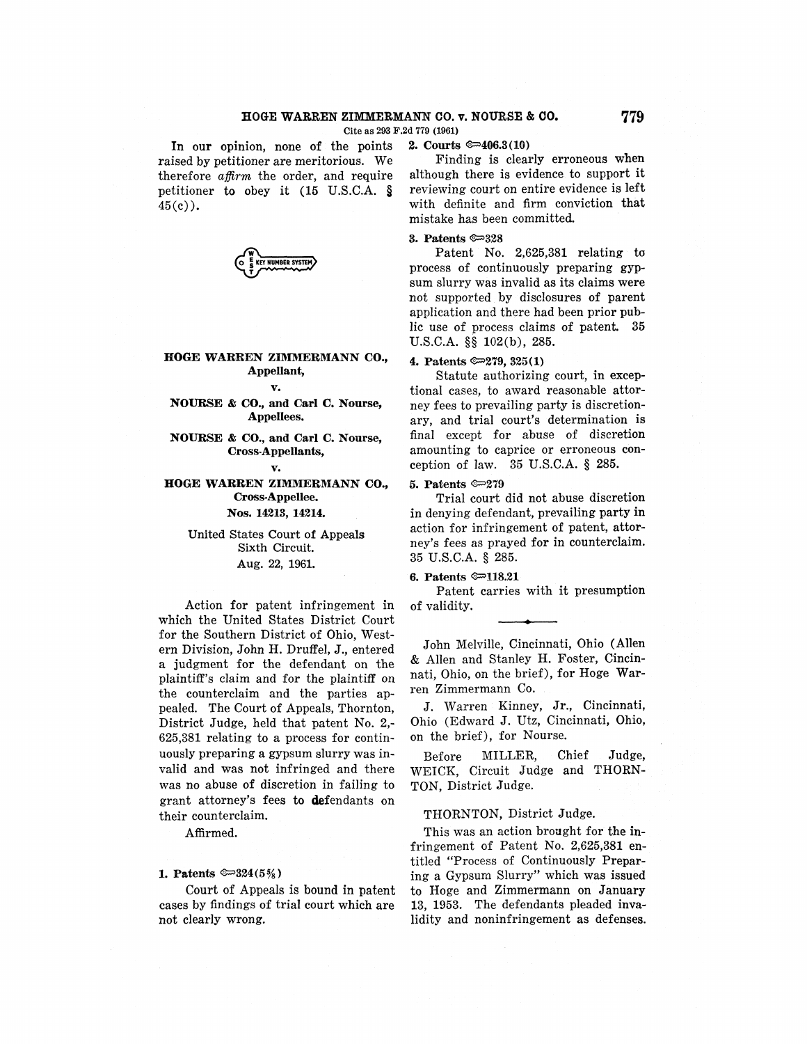In our opinion, none of the points raised by petitioner are meritorious. We therefore *affirm* the order, and require petitioner to obey it (15 U.S.C.A. § 45(c)).

## HOGE WARREN ZIMMERMANN CO., Appellant,

v.

## NOURSE & CO., and Carl C. Nourse, Appellees.

## NOURSE & CO., and Carl C. Nourse, Cross-Appellants,

v.

## HOGE WARREN ZIMMERMANN CO., Cross-Appellee.

**Nos. 14213, 14214.**

United States Court of Appeals Sixth Circuit.

Aug. 22, 1961.

Action for patent infringement in which the United States District Court for the Southern District of Ohio, Western Division, John H. Druffel, J., entered a judgment for the defendant on the plaintiff's claim and for the plaintiff on the counterclaim and the parties appealed. The Court of Appeals, Thornton, District Judge, held that patent No. 2,625,381 relating to a process for continuously preparing a gypsum slurry was invalid and was not infringed and there was no abuse of discretion in failing to grant attorney's fees to defendants on their counterclaim.

Affirmed.

**1. Patents ⟹324(5¾)**

Court of Appeals is bound in patent cases by findings of trial court which are not clearly wrong.

**2. Courts ⟹406.3(10)**

Finding is clearly erroneous when although there is evidence to support it reviewing court on entire evidence is left with definite and firm conviction that mistake has been committed.

**3. Patents ⟹328**

Patent No. 2,625,381 relating to process of continuously preparing gypsum slurry was invalid as its claims were not supported by disclosures of parent application and there had been prior public use of process claims of patent. 35 U.S.C.A. §§ 102(b), 285.

**4. Patents ⟹279, 325(1)**

Statute authorizing court, in exceptional cases, to award reasonable attorney fees to prevailing party is discretionary, and trial court's determination is final except for abuse of discretion amounting to caprice or erroneous conception of law. 35 U.S.C.A. § 285.

**5. Patents ⟹279**

Trial court did not abuse discretion in denying defendant, prevailing party in action for infringement of patent, attorney's fees as prayed for in counterclaim. 35 U.S.C.A. § 285.

**6. Patents ⟹118.21**

Patent carries with it presumption of validity.

---

John Melville, Cincinnati, Ohio (Allen & Allen and Stanley H. Foster, Cincinnati, Ohio, on the brief), for Hoge Warren Zimmermann Co.

J. Warren Kinney, Jr., Cincinnati, Ohio (Edward J. Utz, Cincinnati, Ohio, on the brief), for Nourse.

Before MILLER, Chief Judge, WEICK, Circuit Judge and THORNTON, District Judge.

THORNTON, District Judge.

This was an action brought for the infringement of Patent No. 2,625,381 entitled "Process of Continuously Preparing a Gypsum Slurry" which was issued to Hoge and Zimmermann on January 13, 1953. The defendants pleaded invalidity and noninfringement as defenses.